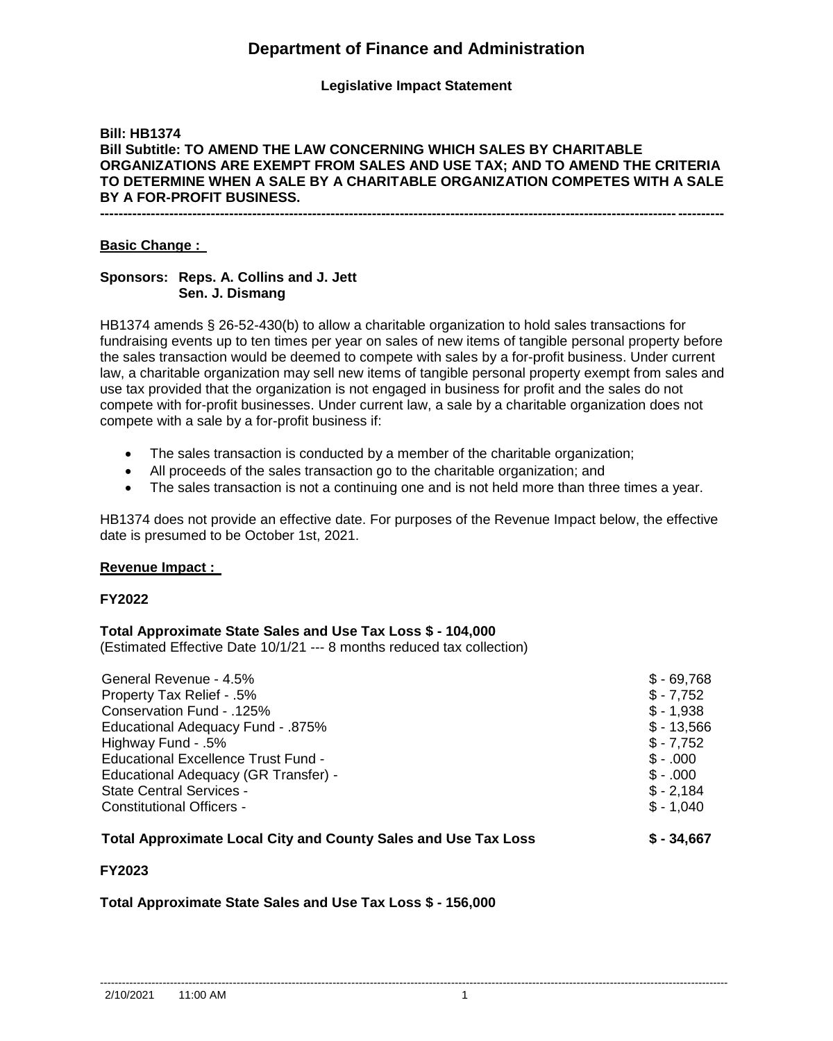# Department of Finance and Administration

**Legislative Impact Statement**

**Bill: HB1374**
**Bill Subtitle: TO AMEND THE LAW CONCERNING WHICH SALES BY CHARITABLE ORGANIZATIONS ARE EXEMPT FROM SALES AND USE TAX; AND TO AMEND THE CRITERIA TO DETERMINE WHEN A SALE BY A CHARITABLE ORGANIZATION COMPETES WITH A SALE BY A FOR-PROFIT BUSINESS.**

---

## Basic Change :

**Sponsors: Reps. A. Collins and J. Jett**
**Sen. J. Dismang**

HB1374 amends § 26-52-430(b) to allow a charitable organization to hold sales transactions for fundraising events up to ten times per year on sales of new items of tangible personal property before the sales transaction would be deemed to compete with sales by a for-profit business. Under current law, a charitable organization may sell new items of tangible personal property exempt from sales and use tax provided that the organization is not engaged in business for profit and the sales do not compete with for-profit businesses. Under current law, a sale by a charitable organization does not compete with a sale by a for-profit business if:

- The sales transaction is conducted by a member of the charitable organization;
- All proceeds of the sales transaction go to the charitable organization; and
- The sales transaction is not a continuing one and is not held more than three times a year.

HB1374 does not provide an effective date. For purposes of the Revenue Impact below, the effective date is presumed to be October 1st, 2021.

## Revenue Impact :

### FY2022

**Total Approximate State Sales and Use Tax Loss $ - 104,000**
(Estimated Effective Date 10/1/21 --- 8 months reduced tax collection)

| | |
|---|---|
| General Revenue - 4.5% | $ - 69,768 |
| Property Tax Relief - .5% | $ - 7,752 |
| Conservation Fund - .125% | $ - 1,938 |
| Educational Adequacy Fund - .875% | $ - 13,566 |
| Highway Fund - .5% | $ - 7,752 |
| Educational Excellence Trust Fund - | $ - .000 |
| Educational Adequacy (GR Transfer) - | $ - .000 |
| State Central Services - | $ - 2,184 |
| Constitutional Officers - | $ - 1,040 |

**Total Approximate Local City and County Sales and Use Tax Loss $ - 34,667**

### FY2023

**Total Approximate State Sales and Use Tax Loss $ - 156,000**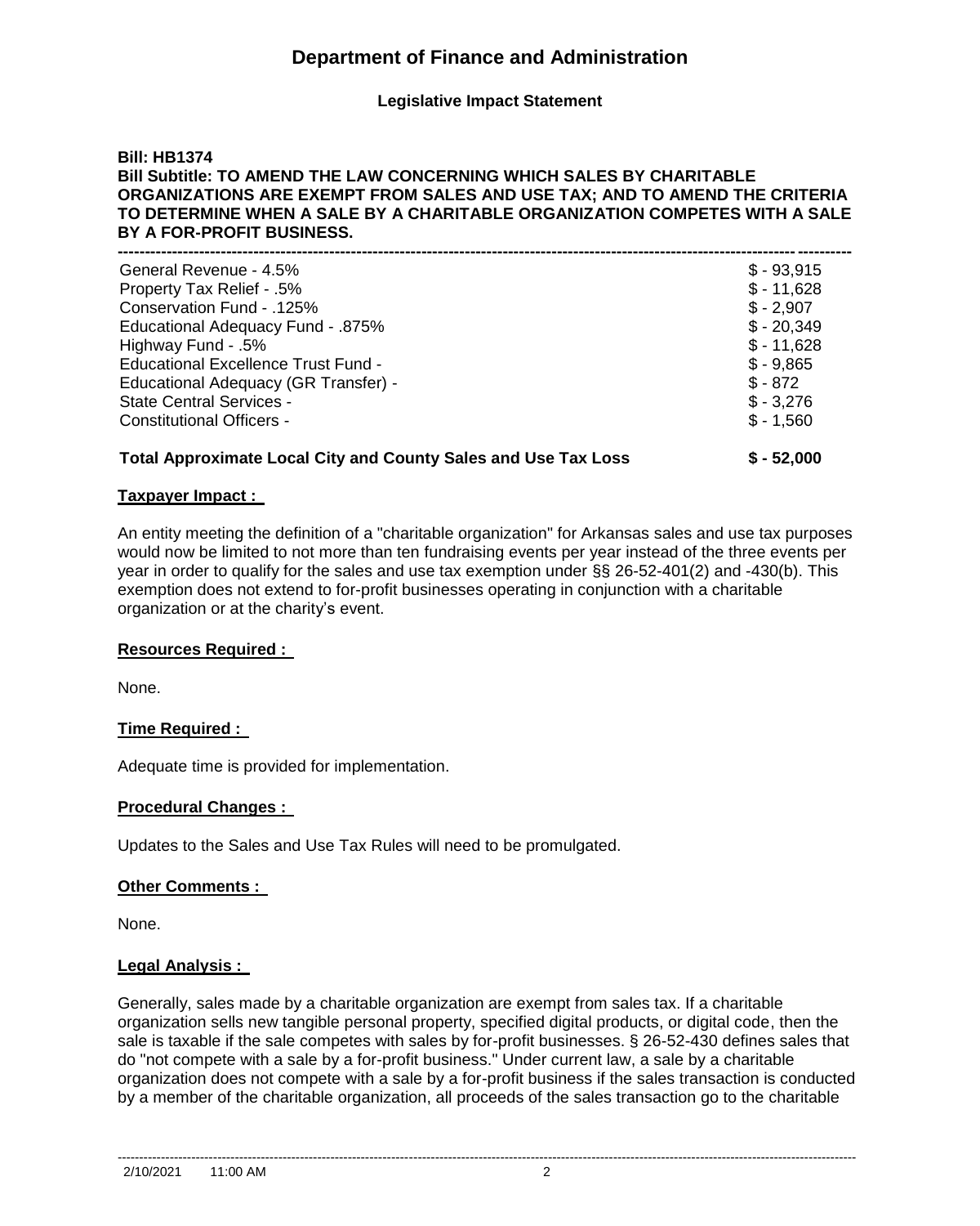# Department of Finance and Administration

**Legislative Impact Statement**

**Bill: HB1374**

**Bill Subtitle: TO AMEND THE LAW CONCERNING WHICH SALES BY CHARITABLE ORGANIZATIONS ARE EXEMPT FROM SALES AND USE TAX; AND TO AMEND THE CRITERIA TO DETERMINE WHEN A SALE BY A CHARITABLE ORGANIZATION COMPETES WITH A SALE BY A FOR-PROFIT BUSINESS.**

---

| | |
|---|---|
| General Revenue - 4.5% | $ - 93,915 |
| Property Tax Relief - .5% | $ - 11,628 |
| Conservation Fund - .125% | $ - 2,907 |
| Educational Adequacy Fund - .875% | $ - 20,349 |
| Highway Fund - .5% | $ - 11,628 |
| Educational Excellence Trust Fund - | $ - 9,865 |
| Educational Adequacy (GR Transfer) - | $ - 872 |
| State Central Services - | $ - 3,276 |
| Constitutional Officers - | $ - 1,560 |
| **Total Approximate Local City and County Sales and Use Tax Loss** | **$ - 52,000** |

**Taxpayer Impact :**

An entity meeting the definition of a "charitable organization" for Arkansas sales and use tax purposes would now be limited to not more than ten fundraising events per year instead of the three events per year in order to qualify for the sales and use tax exemption under §§ 26-52-401(2) and -430(b). This exemption does not extend to for-profit businesses operating in conjunction with a charitable organization or at the charity's event.

**Resources Required :**

None.

**Time Required :**

Adequate time is provided for implementation.

**Procedural Changes :**

Updates to the Sales and Use Tax Rules will need to be promulgated.

**Other Comments :**

None.

**Legal Analysis :**

Generally, sales made by a charitable organization are exempt from sales tax. If a charitable organization sells new tangible personal property, specified digital products, or digital code, then the sale is taxable if the sale competes with sales by for-profit businesses. § 26-52-430 defines sales that do "not compete with a sale by a for-profit business." Under current law, a sale by a charitable organization does not compete with a sale by a for-profit business if the sales transaction is conducted by a member of the charitable organization, all proceeds of the sales transaction go to the charitable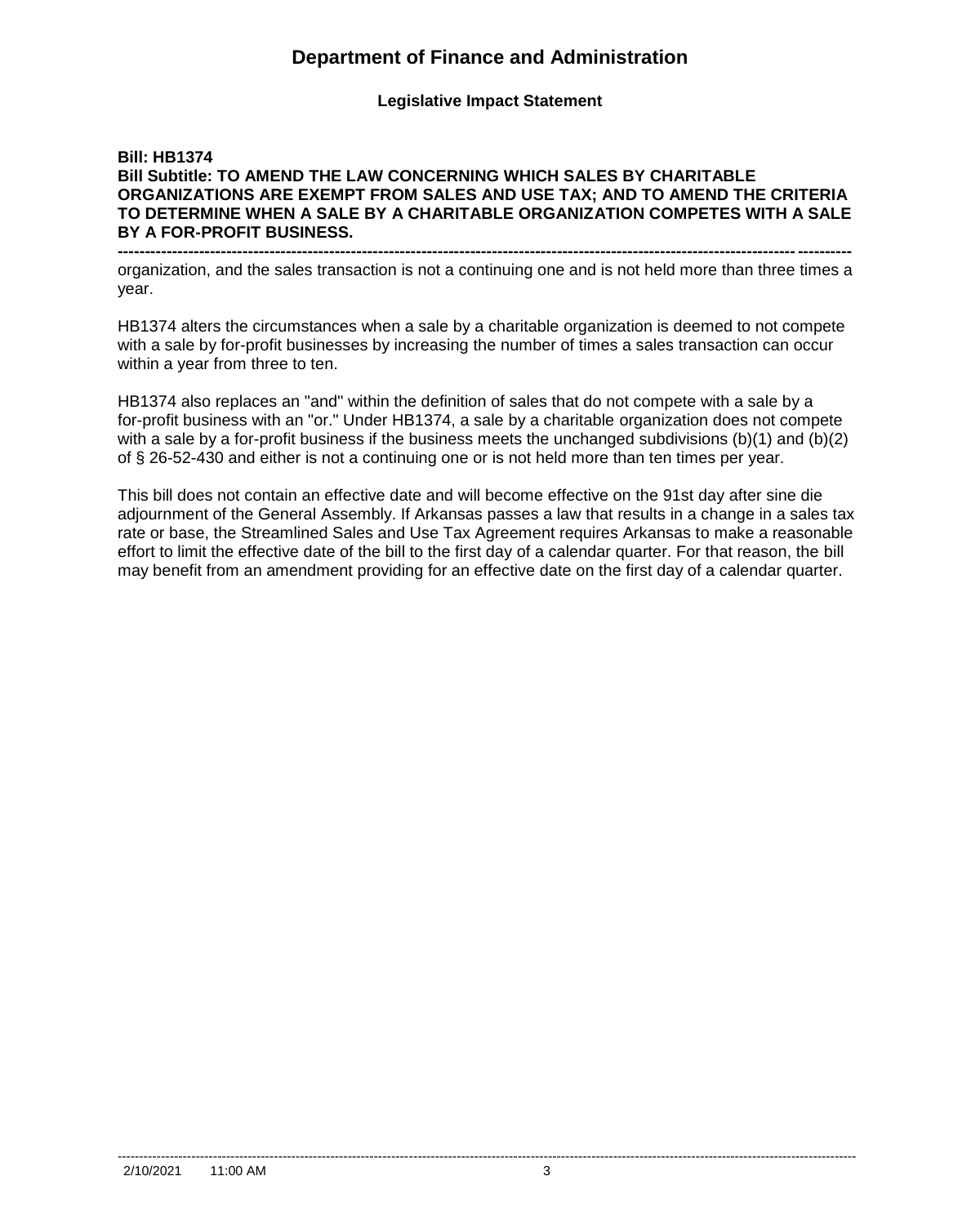organization, and the sales transaction is not a continuing one and is not held more than three times a year.

HB1374 alters the circumstances when a sale by a charitable organization is deemed to not compete with a sale by for-profit businesses by increasing the number of times a sales transaction can occur within a year from three to ten.

HB1374 also replaces an "and" within the definition of sales that do not compete with a sale by a for-profit business with an "or." Under HB1374, a sale by a charitable organization does not compete with a sale by a for-profit business if the business meets the unchanged subdivisions (b)(1) and (b)(2) of § 26-52-430 and either is not a continuing one or is not held more than ten times per year.

This bill does not contain an effective date and will become effective on the 91st day after sine die adjournment of the General Assembly. If Arkansas passes a law that results in a change in a sales tax rate or base, the Streamlined Sales and Use Tax Agreement requires Arkansas to make a reasonable effort to limit the effective date of the bill to the first day of a calendar quarter. For that reason, the bill may benefit from an amendment providing for an effective date on the first day of a calendar quarter.